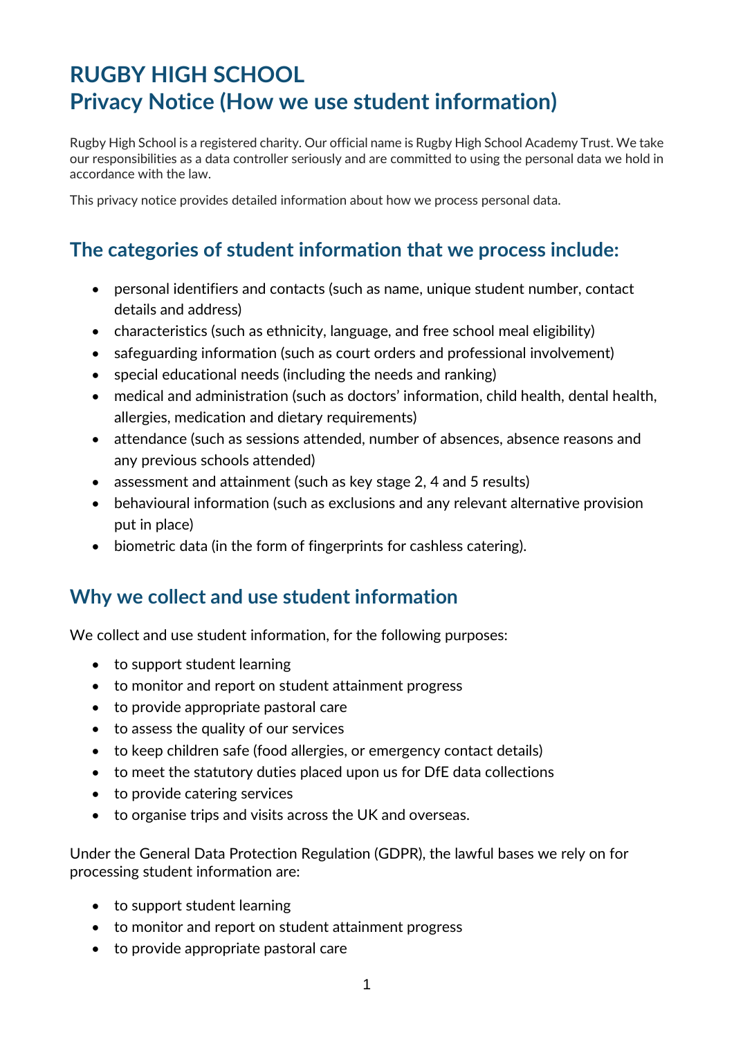# RUGBY HIGH SCHOOL
# Privacy Notice (How we use student information)

Rugby High School is a registered charity. Our official name is Rugby High School Academy Trust. We take our responsibilities as a data controller seriously and are committed to using the personal data we hold in accordance with the law.

This privacy notice provides detailed information about how we process personal data.

## The categories of student information that we process include:

- personal identifiers and contacts (such as name, unique student number, contact details and address)
- characteristics (such as ethnicity, language, and free school meal eligibility)
- safeguarding information (such as court orders and professional involvement)
- special educational needs (including the needs and ranking)
- medical and administration (such as doctors' information, child health, dental health, allergies, medication and dietary requirements)
- attendance (such as sessions attended, number of absences, absence reasons and any previous schools attended)
- assessment and attainment (such as key stage 2, 4 and 5 results)
- behavioural information (such as exclusions and any relevant alternative provision put in place)
- biometric data (in the form of fingerprints for cashless catering).

## Why we collect and use student information

We collect and use student information, for the following purposes:

- to support student learning
- to monitor and report on student attainment progress
- to provide appropriate pastoral care
- to assess the quality of our services
- to keep children safe (food allergies, or emergency contact details)
- to meet the statutory duties placed upon us for DfE data collections
- to provide catering services
- to organise trips and visits across the UK and overseas.

Under the General Data Protection Regulation (GDPR), the lawful bases we rely on for processing student information are:

- to support student learning
- to monitor and report on student attainment progress
- to provide appropriate pastoral care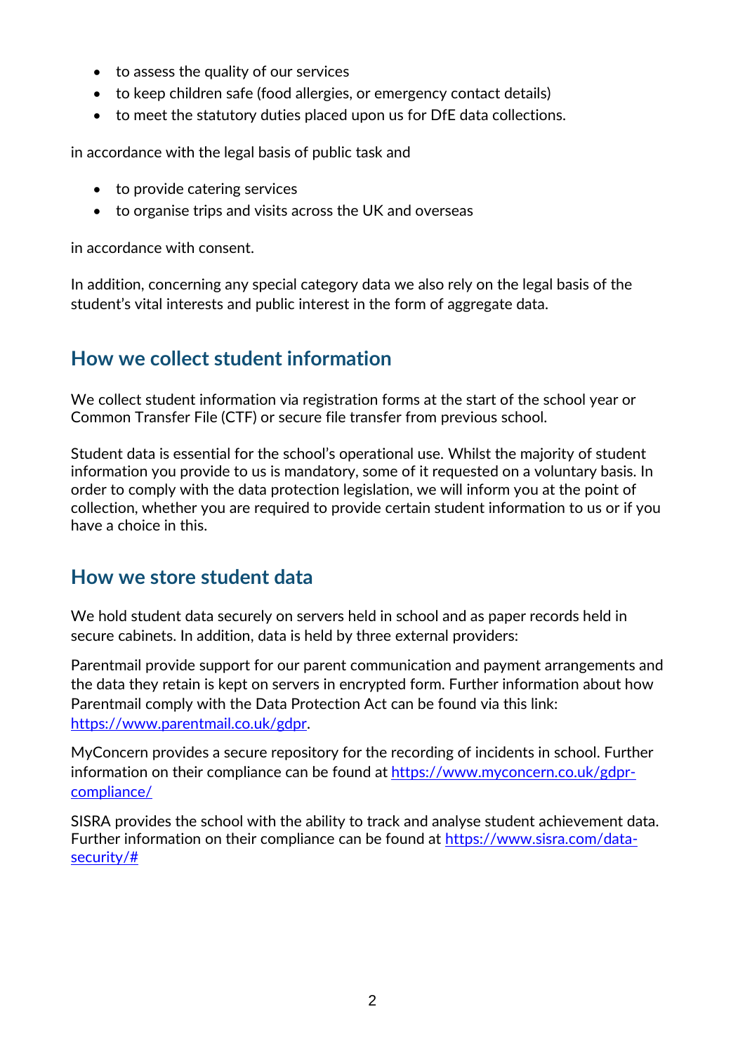- to assess the quality of our services
- to keep children safe (food allergies, or emergency contact details)
- to meet the statutory duties placed upon us for DfE data collections.

in accordance with the legal basis of public task and

- to provide catering services
- to organise trips and visits across the UK and overseas

in accordance with consent.

In addition, concerning any special category data we also rely on the legal basis of the student's vital interests and public interest in the form of aggregate data.

## How we collect student information

We collect student information via registration forms at the start of the school year or Common Transfer File (CTF) or secure file transfer from previous school.

Student data is essential for the school's operational use. Whilst the majority of student information you provide to us is mandatory, some of it requested on a voluntary basis. In order to comply with the data protection legislation, we will inform you at the point of collection, whether you are required to provide certain student information to us or if you have a choice in this.

## How we store student data

We hold student data securely on servers held in school and as paper records held in secure cabinets. In addition, data is held by three external providers:

Parentmail provide support for our parent communication and payment arrangements and the data they retain is kept on servers in encrypted form. Further information about how Parentmail comply with the Data Protection Act can be found via this link: [https://www.parentmail.co.uk/gdpr](https://www.parentmail.co.uk/gdpr).

MyConcern provides a secure repository for the recording of incidents in school. Further information on their compliance can be found at [https://www.myconcern.co.uk/gdpr-compliance/](https://www.myconcern.co.uk/gdpr-compliance/)

SISRA provides the school with the ability to track and analyse student achievement data. Further information on their compliance can be found at [https://www.sisra.com/data-security/#](https://www.sisra.com/data-security/#)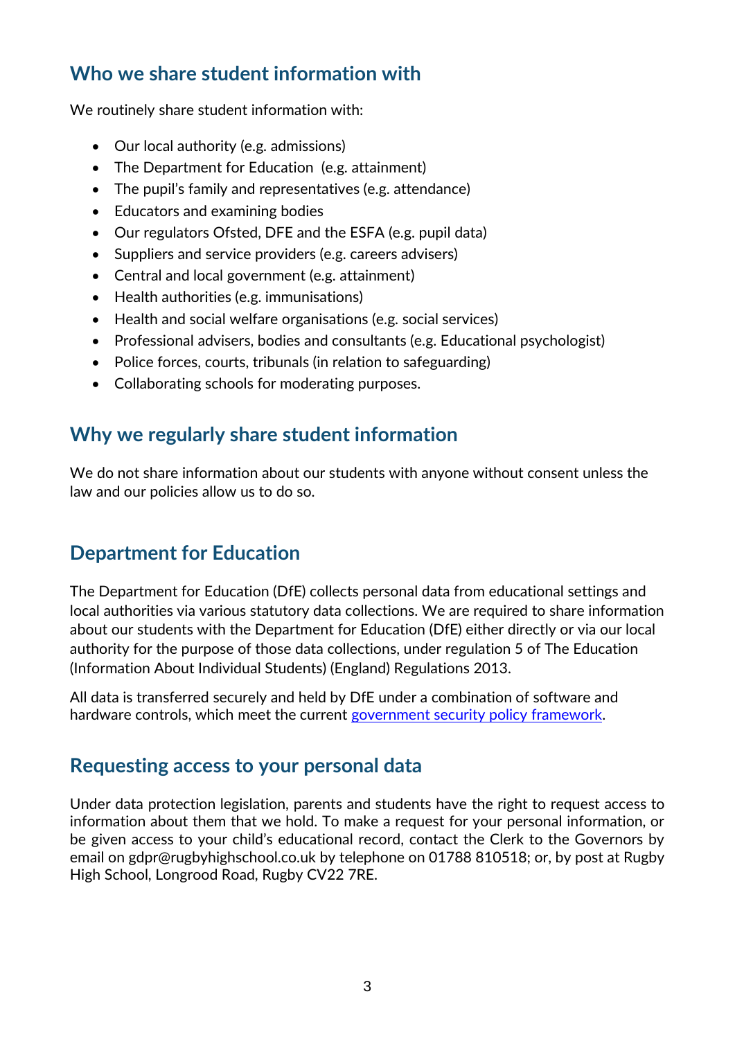## Who we share student information with

We routinely share student information with:

- Our local authority (e.g. admissions)
- The Department for Education (e.g. attainment)
- The pupil's family and representatives (e.g. attendance)
- Educators and examining bodies
- Our regulators Ofsted, DFE and the ESFA (e.g. pupil data)
- Suppliers and service providers (e.g. careers advisers)
- Central and local government (e.g. attainment)
- Health authorities (e.g. immunisations)
- Health and social welfare organisations (e.g. social services)
- Professional advisers, bodies and consultants (e.g. Educational psychologist)
- Police forces, courts, tribunals (in relation to safeguarding)
- Collaborating schools for moderating purposes.

## Why we regularly share student information

We do not share information about our students with anyone without consent unless the law and our policies allow us to do so.

## Department for Education

The Department for Education (DfE) collects personal data from educational settings and local authorities via various statutory data collections. We are required to share information about our students with the Department for Education (DfE) either directly or via our local authority for the purpose of those data collections, under regulation 5 of The Education (Information About Individual Students) (England) Regulations 2013.

All data is transferred securely and held by DfE under a combination of software and hardware controls, which meet the current government security policy framework.

## Requesting access to your personal data

Under data protection legislation, parents and students have the right to request access to information about them that we hold. To make a request for your personal information, or be given access to your child's educational record, contact the Clerk to the Governors by email on gdpr@rugbyhighschool.co.uk by telephone on 01788 810518; or, by post at Rugby High School, Longrood Road, Rugby CV22 7RE.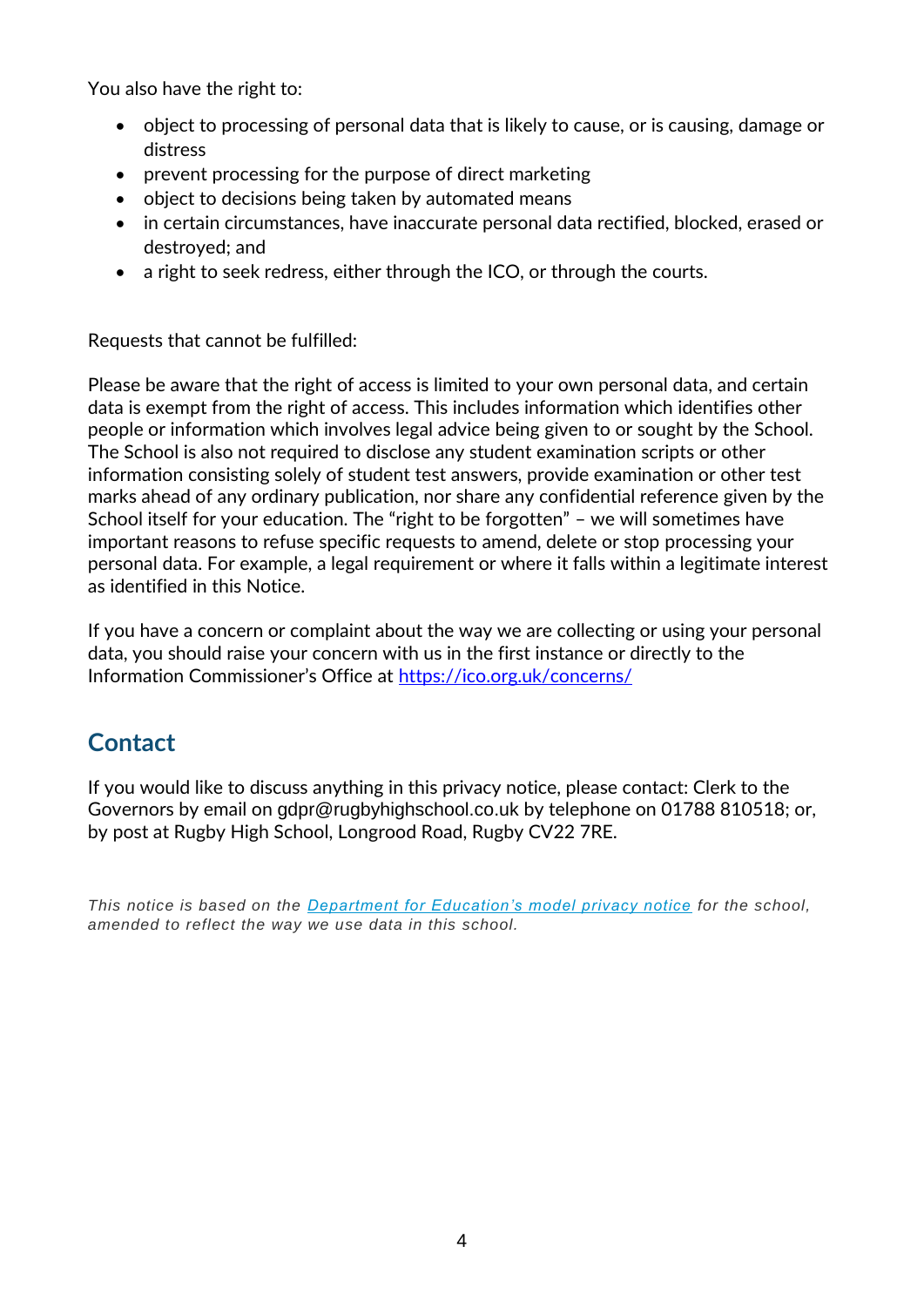You also have the right to:

- object to processing of personal data that is likely to cause, or is causing, damage or distress
- prevent processing for the purpose of direct marketing
- object to decisions being taken by automated means
- in certain circumstances, have inaccurate personal data rectified, blocked, erased or destroyed; and
- a right to seek redress, either through the ICO, or through the courts.

Requests that cannot be fulfilled:

Please be aware that the right of access is limited to your own personal data, and certain data is exempt from the right of access. This includes information which identifies other people or information which involves legal advice being given to or sought by the School. The School is also not required to disclose any student examination scripts or other information consisting solely of student test answers, provide examination or other test marks ahead of any ordinary publication, nor share any confidential reference given by the School itself for your education. The "right to be forgotten" – we will sometimes have important reasons to refuse specific requests to amend, delete or stop processing your personal data. For example, a legal requirement or where it falls within a legitimate interest as identified in this Notice.

If you have a concern or complaint about the way we are collecting or using your personal data, you should raise your concern with us in the first instance or directly to the Information Commissioner's Office at [https://ico.org.uk/concerns/](https://ico.org.uk/concerns/)

## Contact

If you would like to discuss anything in this privacy notice, please contact: Clerk to the Governors by email on gdpr@rugbyhighschool.co.uk by telephone on 01788 810518; or, by post at Rugby High School, Longrood Road, Rugby CV22 7RE.

*This notice is based on the [Department for Education's model privacy notice](#) for the school, amended to reflect the way we use data in this school.*